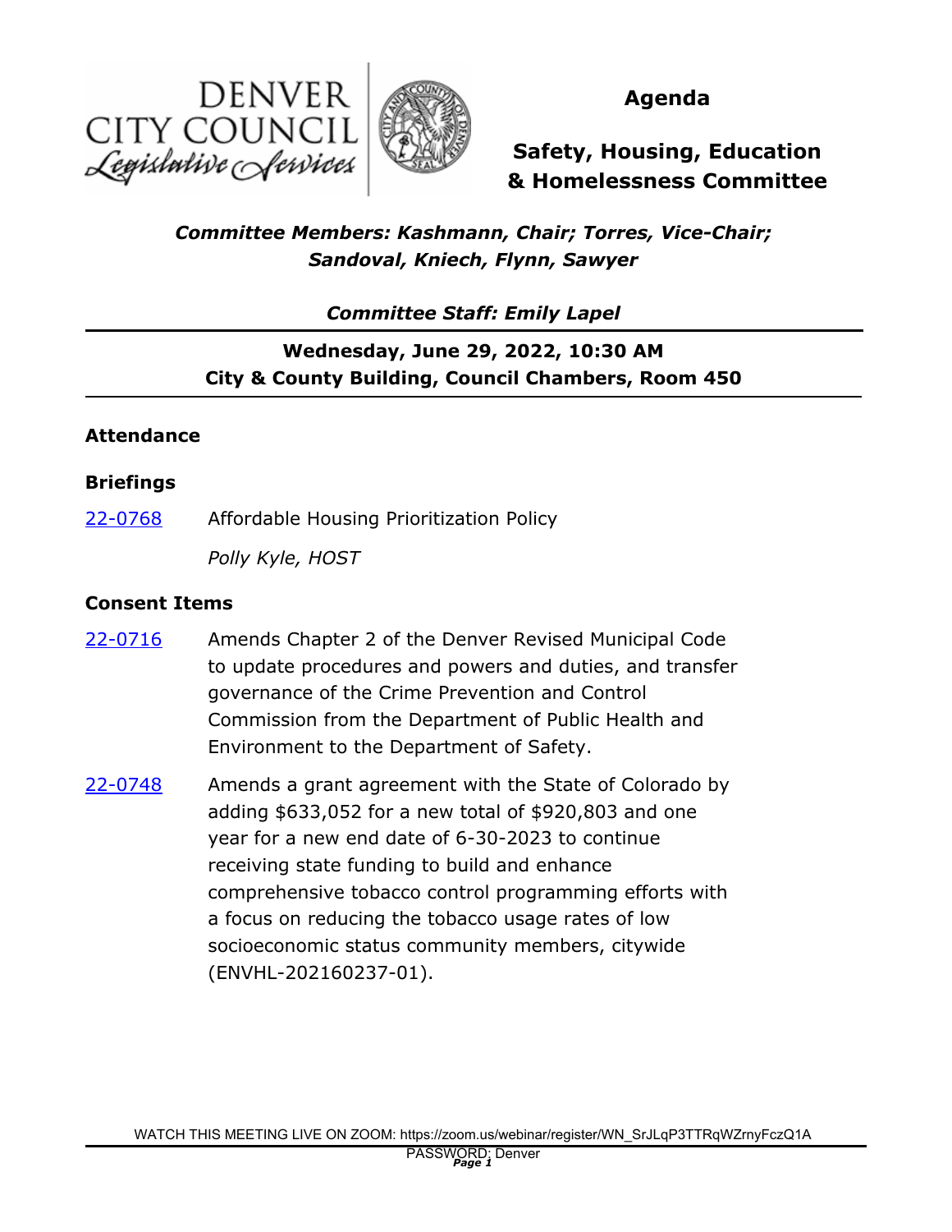DENVER CITY COUNCIL
*Legislative Services*

# Agenda

## Safety, Housing, Education & Homelessness Committee

***Committee Members: Kashmann, Chair; Torres, Vice-Chair; Sandoval, Kniech, Flynn, Sawyer***

***Committee Staff: Emily Lapel***

**Wednesday, June 29, 2022, 10:30 AM**
**City & County Building, Council Chambers, Room 450**

### Attendance

### Briefings

22-0768 Affordable Housing Prioritization Policy

*Polly Kyle, HOST*

### Consent Items

22-0716 Amends Chapter 2 of the Denver Revised Municipal Code to update procedures and powers and duties, and transfer governance of the Crime Prevention and Control Commission from the Department of Public Health and Environment to the Department of Safety.

22-0748 Amends a grant agreement with the State of Colorado by adding $633,052 for a new total of $920,803 and one year for a new end date of 6-30-2023 to continue receiving state funding to build and enhance comprehensive tobacco control programming efforts with a focus on reducing the tobacco usage rates of low socioeconomic status community members, citywide (ENVHL-202160237-01).

WATCH THIS MEETING LIVE ON ZOOM: https://zoom.us/webinar/register/WN_SrJLqP3TTRqWZrnyFczQ1A
PASSWORD: Denver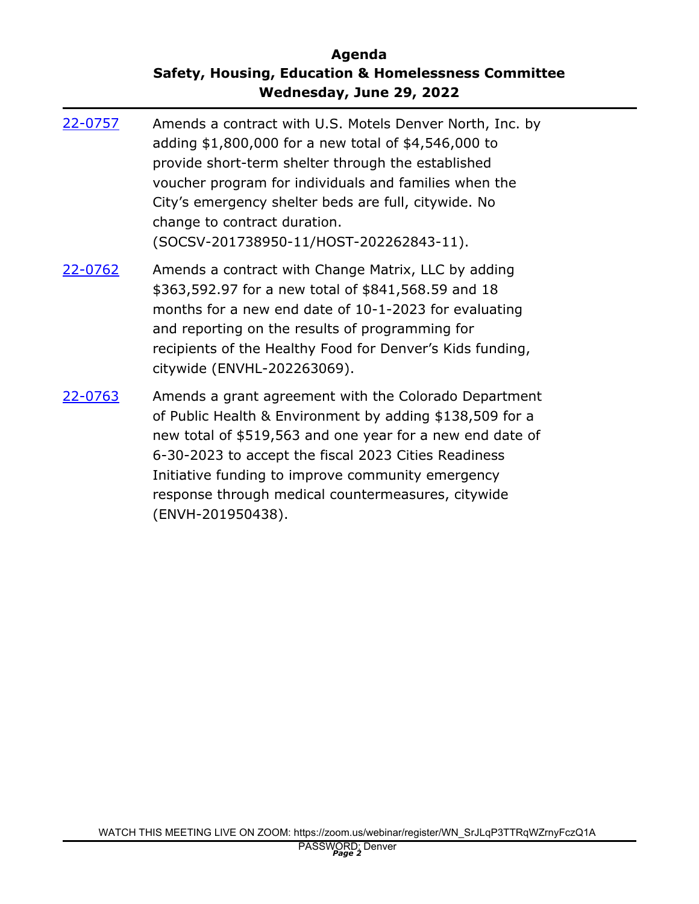22-0757 Amends a contract with U.S. Motels Denver North, Inc. by adding $1,800,000 for a new total of $4,546,000 to provide short-term shelter through the established voucher program for individuals and families when the City's emergency shelter beds are full, citywide. No change to contract duration. (SOCSV-201738950-11/HOST-202262843-11).

22-0762 Amends a contract with Change Matrix, LLC by adding $363,592.97 for a new total of $841,568.59 and 18 months for a new end date of 10-1-2023 for evaluating and reporting on the results of programming for recipients of the Healthy Food for Denver's Kids funding, citywide (ENVHL-202263069).

22-0763 Amends a grant agreement with the Colorado Department of Public Health & Environment by adding $138,509 for a new total of $519,563 and one year for a new end date of 6-30-2023 to accept the fiscal 2023 Cities Readiness Initiative funding to improve community emergency response through medical countermeasures, citywide (ENVH-201950438).